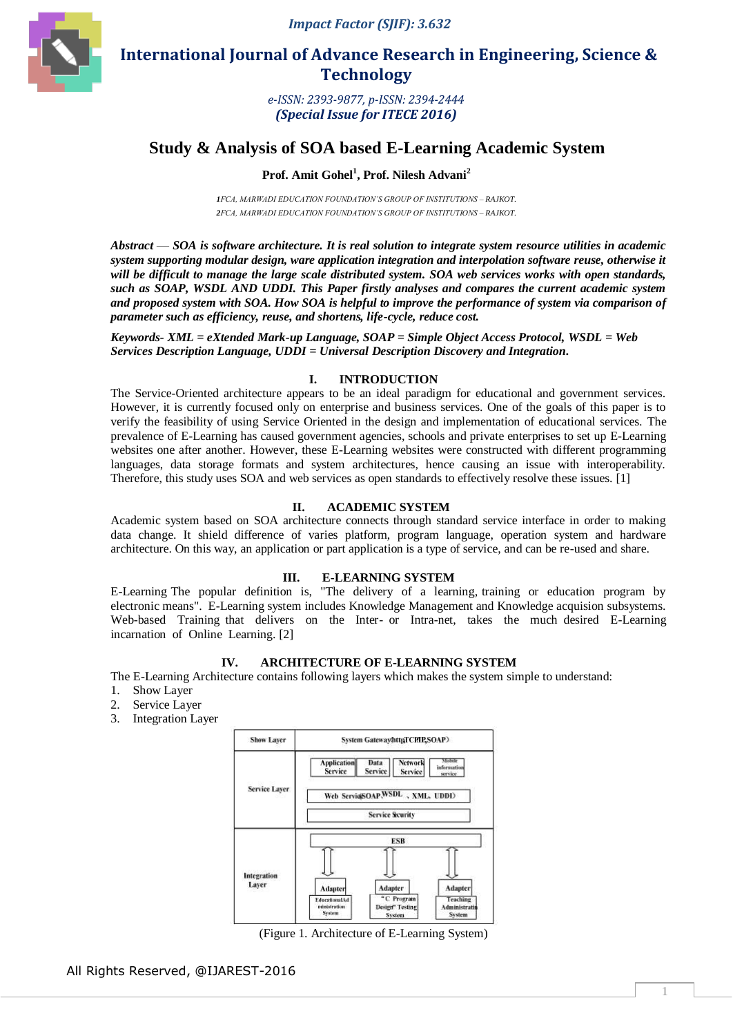# Study & Analysis of SOA based E-Learning Academic System

**Prof. Amit Gohel[1], Prof. Nilesh Advani[2]**

*1FCA, MARWADI EDUCATION FOUNDATION'S GROUP OF INSTITUTIONS – RAJKOT.*
*2FCA, MARWADI EDUCATION FOUNDATION'S GROUP OF INSTITUTIONS – RAJKOT.*

***Abstract* — SOA is software architecture. It is real solution to integrate system resource utilities in academic system supporting modular design, ware application integration and interpolation software reuse, otherwise it will be difficult to manage the large scale distributed system. SOA web services works with open standards, such as SOAP, WSDL AND UDDI. This Paper firstly analyses and compares the current academic system and proposed system with SOA. How SOA is helpful to improve the performance of system via comparison of parameter such as efficiency, reuse, and shortens, life-cycle, reduce cost.**

***Keywords- XML = eXtended Mark-up Language, SOAP = Simple Object Access Protocol, WSDL = Web Services Description Language, UDDI = Universal Description Discovery and Integration.***

## I. INTRODUCTION

The Service-Oriented architecture appears to be an ideal paradigm for educational and government services. However, it is currently focused only on enterprise and business services. One of the goals of this paper is to verify the feasibility of using Service Oriented in the design and implementation of educational services. The prevalence of E-Learning has caused government agencies, schools and private enterprises to set up E-Learning websites one after another. However, these E-Learning websites were constructed with different programming languages, data storage formats and system architectures, hence causing an issue with interoperability. Therefore, this study uses SOA and web services as open standards to effectively resolve these issues. [1]

## II. ACADEMIC SYSTEM

Academic system based on SOA architecture connects through standard service interface in order to making data change. It shield difference of varies platform, program language, operation system and hardware architecture. On this way, an application or part application is a type of service, and can be re-used and share.

## III. E-LEARNING SYSTEM

E-Learning The popular definition is, "The delivery of a learning, training or education program by electronic means". E-Learning system includes Knowledge Management and Knowledge acquision subsystems. Web-based Training that delivers on the Inter- or Intra-net, takes the much desired E-Learning incarnation of Online Learning. [2]

## IV. ARCHITECTURE OF E-LEARNING SYSTEM

The E-Learning Architecture contains following layers which makes the system simple to understand:

1. Show Layer
2. Service Layer
3. Integration Layer

| Show Layer | System Gateway(http,TCP/IP,SOAP) |
|---|---|
| Service Layer | Application Service, Data Service, Network Service, Mobile information service; Web Service(SOAP, WSDL, XML, UDDI); Service Security |
| Integration Layer | ESB; Adapter – Educational Administration System; Adapter – "C Program Design" Testing System; Adapter – Teaching Administration System |

(Figure 1. Architecture of E-Learning System)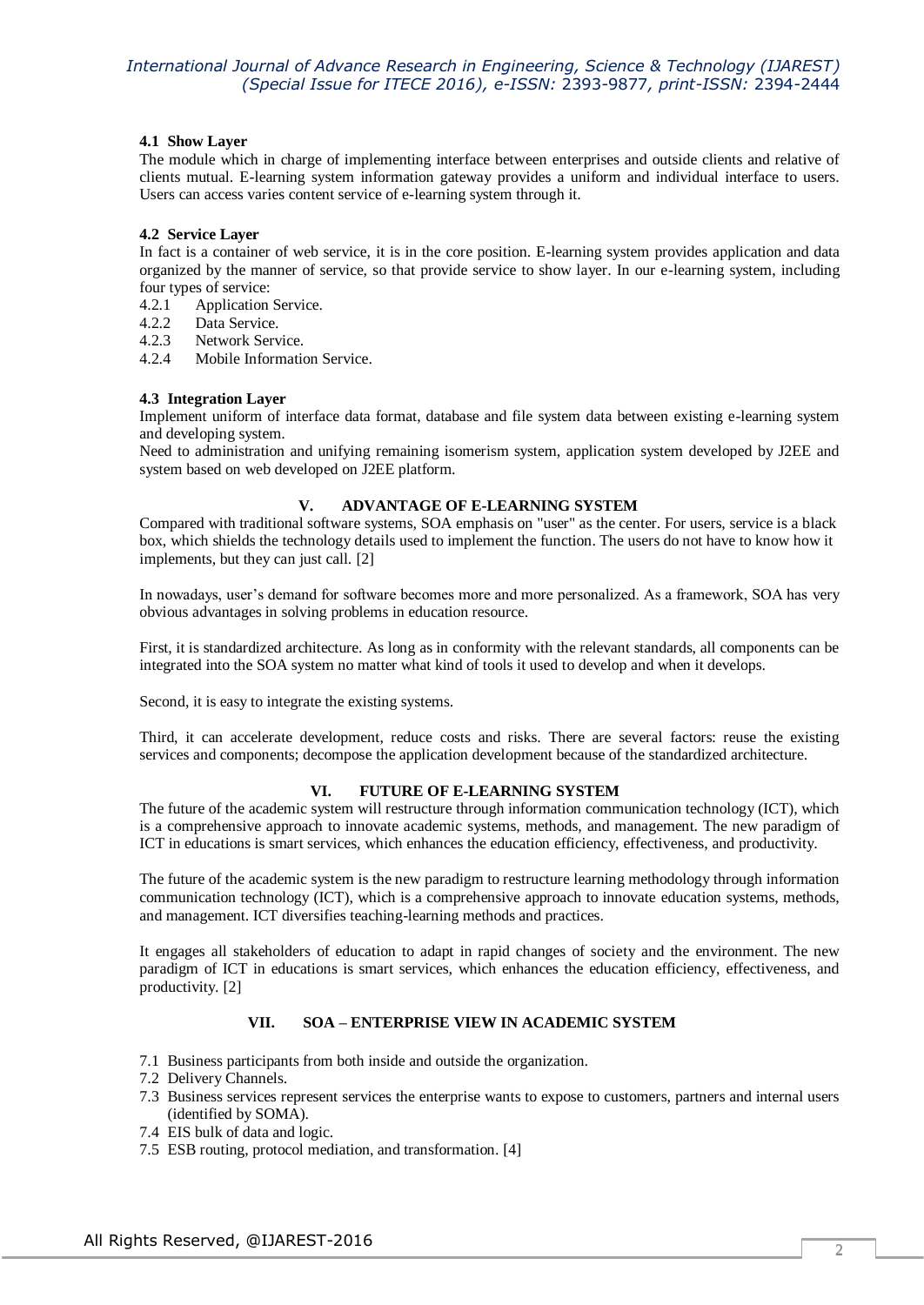### 4.1 Show Layer

The module which in charge of implementing interface between enterprises and outside clients and relative of clients mutual. E-learning system information gateway provides a uniform and individual interface to users. Users can access varies content service of e-learning system through it.

### 4.2 Service Layer

In fact is a container of web service, it is in the core position. E-learning system provides application and data organized by the manner of service, so that provide service to show layer. In our e-learning system, including four types of service:

4.2.1 Application Service.
4.2.2 Data Service.
4.2.3 Network Service.
4.2.4 Mobile Information Service.

### 4.3 Integration Layer

Implement uniform of interface data format, database and file system data between existing e-learning system and developing system.
Need to administration and unifying remaining isomerism system, application system developed by J2EE and system based on web developed on J2EE platform.

## V. ADVANTAGE OF E-LEARNING SYSTEM

Compared with traditional software systems, SOA emphasis on "user" as the center. For users, service is a black box, which shields the technology details used to implement the function. The users do not have to know how it implements, but they can just call. [2]

In nowadays, user's demand for software becomes more and more personalized. As a framework, SOA has very obvious advantages in solving problems in education resource.

First, it is standardized architecture. As long as in conformity with the relevant standards, all components can be integrated into the SOA system no matter what kind of tools it used to develop and when it develops.

Second, it is easy to integrate the existing systems.

Third, it can accelerate development, reduce costs and risks. There are several factors: reuse the existing services and components; decompose the application development because of the standardized architecture.

## VI. FUTURE OF E-LEARNING SYSTEM

The future of the academic system will restructure through information communication technology (ICT), which is a comprehensive approach to innovate academic systems, methods, and management. The new paradigm of ICT in educations is smart services, which enhances the education efficiency, effectiveness, and productivity.

The future of the academic system is the new paradigm to restructure learning methodology through information communication technology (ICT), which is a comprehensive approach to innovate education systems, methods, and management. ICT diversifies teaching-learning methods and practices.

It engages all stakeholders of education to adapt in rapid changes of society and the environment. The new paradigm of ICT in educations is smart services, which enhances the education efficiency, effectiveness, and productivity. [2]

## VII. SOA – ENTERPRISE VIEW IN ACADEMIC SYSTEM

7.1 Business participants from both inside and outside the organization.
7.2 Delivery Channels.
7.3 Business services represent services the enterprise wants to expose to customers, partners and internal users (identified by SOMA).
7.4 EIS bulk of data and logic.
7.5 ESB routing, protocol mediation, and transformation. [4]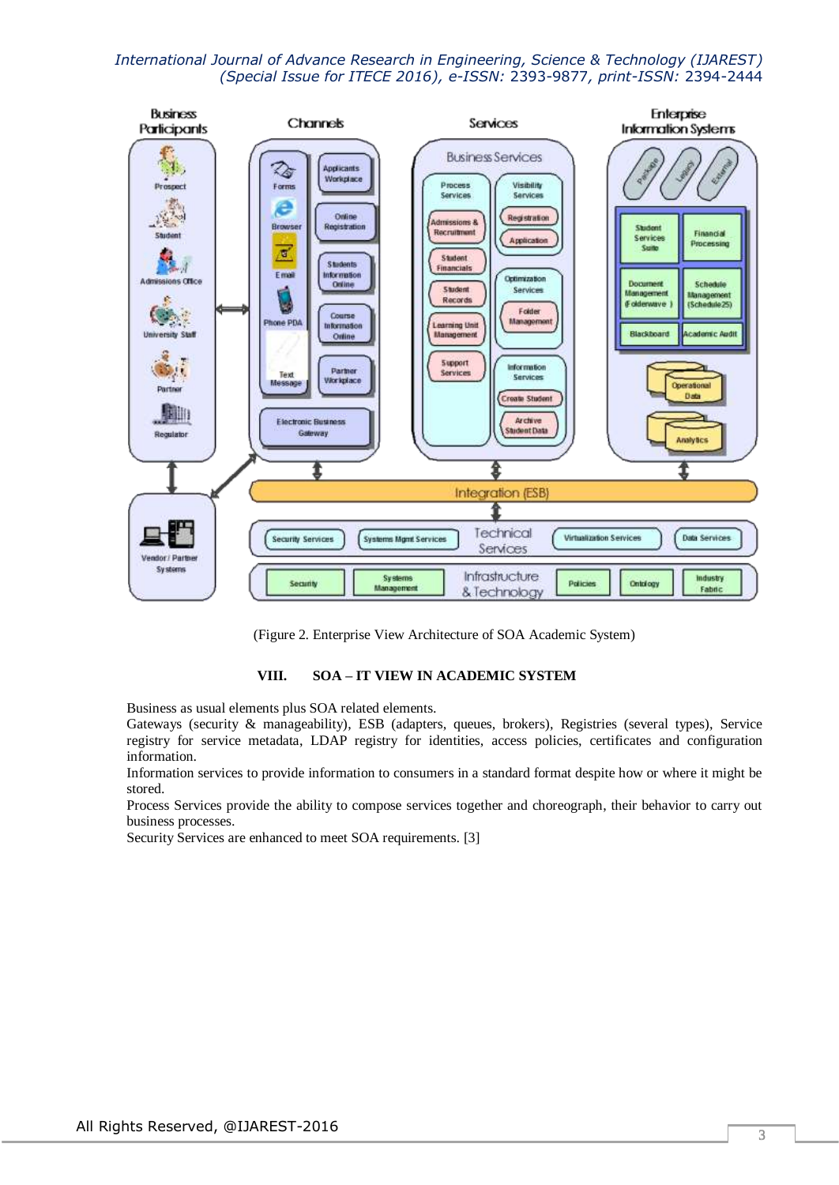(Figure 2. Enterprise View Architecture of SOA Academic System)

## VIII. SOA – IT VIEW IN ACADEMIC SYSTEM

Business as usual elements plus SOA related elements.
Gateways (security & manageability), ESB (adapters, queues, brokers), Registries (several types), Service registry for service metadata, LDAP registry for identities, access policies, certificates and configuration information.
Information services to provide information to consumers in a standard format despite how or where it might be stored.
Process Services provide the ability to compose services together and choreograph, their behavior to carry out business processes.
Security Services are enhanced to meet SOA requirements. [3]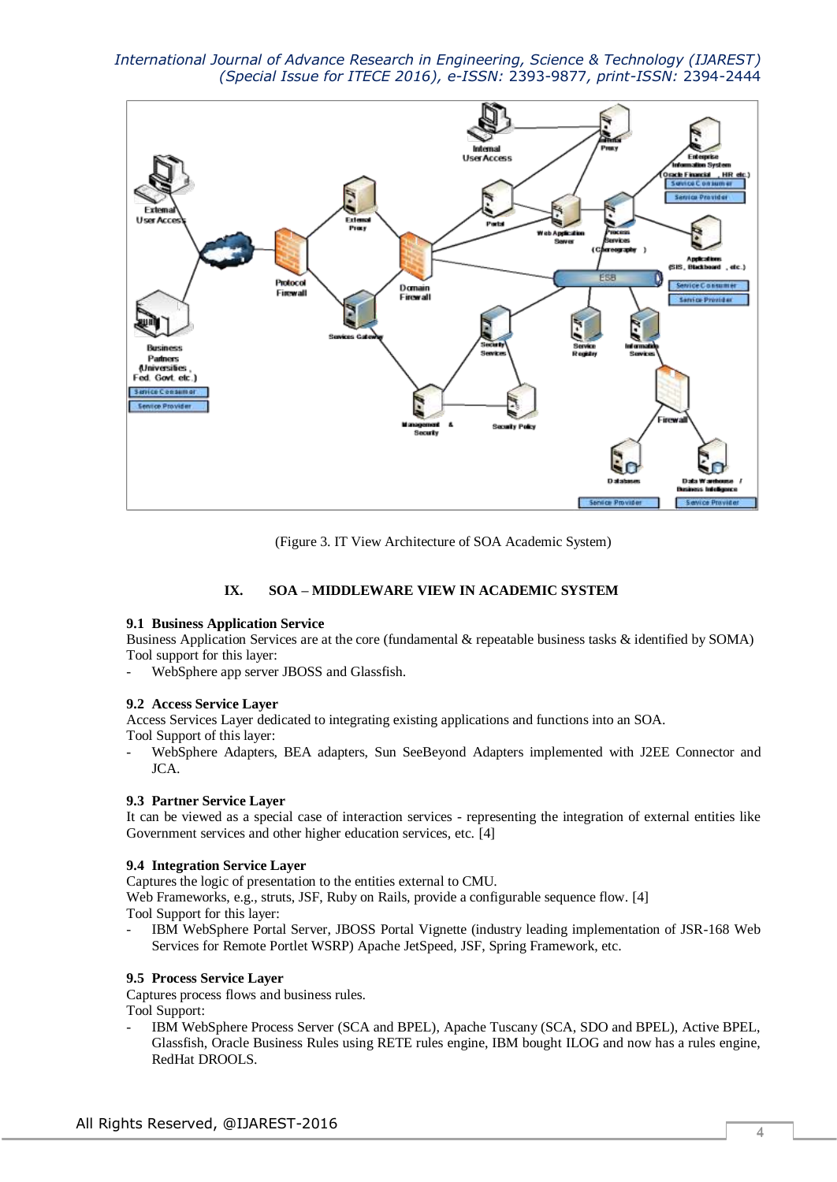(Figure 3. IT View Architecture of SOA Academic System)

## IX. SOA – MIDDLEWARE VIEW IN ACADEMIC SYSTEM

### 9.1 Business Application Service

Business Application Services are at the core (fundamental & repeatable business tasks & identified by SOMA)
Tool support for this layer:

- WebSphere app server JBOSS and Glassfish.

### 9.2 Access Service Layer

Access Services Layer dedicated to integrating existing applications and functions into an SOA.
Tool Support of this layer:

- WebSphere Adapters, BEA adapters, Sun SeeBeyond Adapters implemented with J2EE Connector and JCA.

### 9.3 Partner Service Layer

It can be viewed as a special case of interaction services - representing the integration of external entities like Government services and other higher education services, etc. [4]

### 9.4 Integration Service Layer

Captures the logic of presentation to the entities external to CMU.
Web Frameworks, e.g., struts, JSF, Ruby on Rails, provide a configurable sequence flow. [4]
Tool Support for this layer:

- IBM WebSphere Portal Server, JBOSS Portal Vignette (industry leading implementation of JSR-168 Web Services for Remote Portlet WSRP) Apache JetSpeed, JSF, Spring Framework, etc.

### 9.5 Process Service Layer

Captures process flows and business rules.
Tool Support:

- IBM WebSphere Process Server (SCA and BPEL), Apache Tuscany (SCA, SDO and BPEL), Active BPEL, Glassfish, Oracle Business Rules using RETE rules engine, IBM bought ILOG and now has a rules engine, RedHat DROOLS.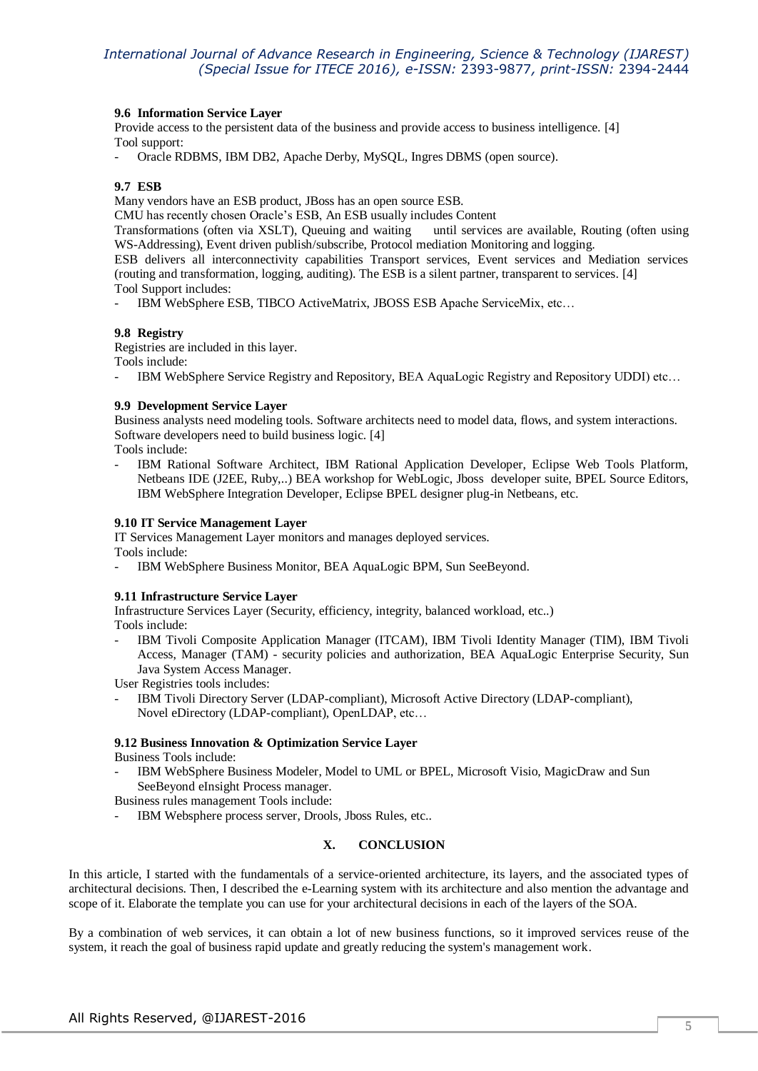### 9.6 Information Service Layer

Provide access to the persistent data of the business and provide access to business intelligence. [4]

Tool support:

- Oracle RDBMS, IBM DB2, Apache Derby, MySQL, Ingres DBMS (open source).

### 9.7 ESB

Many vendors have an ESB product, JBoss has an open source ESB.

CMU has recently chosen Oracle's ESB, An ESB usually includes Content

Transformations (often via XSLT), Queuing and waiting until services are available, Routing (often using WS-Addressing), Event driven publish/subscribe, Protocol mediation Monitoring and logging.

ESB delivers all interconnectivity capabilities Transport services, Event services and Mediation services (routing and transformation, logging, auditing). The ESB is a silent partner, transparent to services. [4]

Tool Support includes:

- IBM WebSphere ESB, TIBCO ActiveMatrix, JBOSS ESB Apache ServiceMix, etc…

### 9.8 Registry

Registries are included in this layer.

Tools include:

- IBM WebSphere Service Registry and Repository, BEA AquaLogic Registry and Repository UDDI) etc…

### 9.9 Development Service Layer

Business analysts need modeling tools. Software architects need to model data, flows, and system interactions. Software developers need to build business logic. [4]

Tools include:

- IBM Rational Software Architect, IBM Rational Application Developer, Eclipse Web Tools Platform, Netbeans IDE (J2EE, Ruby,..) BEA workshop for WebLogic, Jboss developer suite, BPEL Source Editors, IBM WebSphere Integration Developer, Eclipse BPEL designer plug-in Netbeans, etc.

### 9.10 IT Service Management Layer

IT Services Management Layer monitors and manages deployed services.

Tools include:

- IBM WebSphere Business Monitor, BEA AquaLogic BPM, Sun SeeBeyond.

### 9.11 Infrastructure Service Layer

Infrastructure Services Layer (Security, efficiency, integrity, balanced workload, etc..)

Tools include:

- IBM Tivoli Composite Application Manager (ITCAM), IBM Tivoli Identity Manager (TIM), IBM Tivoli Access, Manager (TAM) - security policies and authorization, BEA AquaLogic Enterprise Security, Sun Java System Access Manager.

User Registries tools includes:

- IBM Tivoli Directory Server (LDAP-compliant), Microsoft Active Directory (LDAP-compliant), Novel eDirectory (LDAP-compliant), OpenLDAP, etc…

### 9.12 Business Innovation & Optimization Service Layer

Business Tools include:

- IBM WebSphere Business Modeler, Model to UML or BPEL, Microsoft Visio, MagicDraw and Sun SeeBeyond eInsight Process manager.

Business rules management Tools include:

- IBM Websphere process server, Drools, Jboss Rules, etc..

## X. CONCLUSION

In this article, I started with the fundamentals of a service-oriented architecture, its layers, and the associated types of architectural decisions. Then, I described the e-Learning system with its architecture and also mention the advantage and scope of it. Elaborate the template you can use for your architectural decisions in each of the layers of the SOA.

By a combination of web services, it can obtain a lot of new business functions, so it improved services reuse of the system, it reach the goal of business rapid update and greatly reducing the system's management work.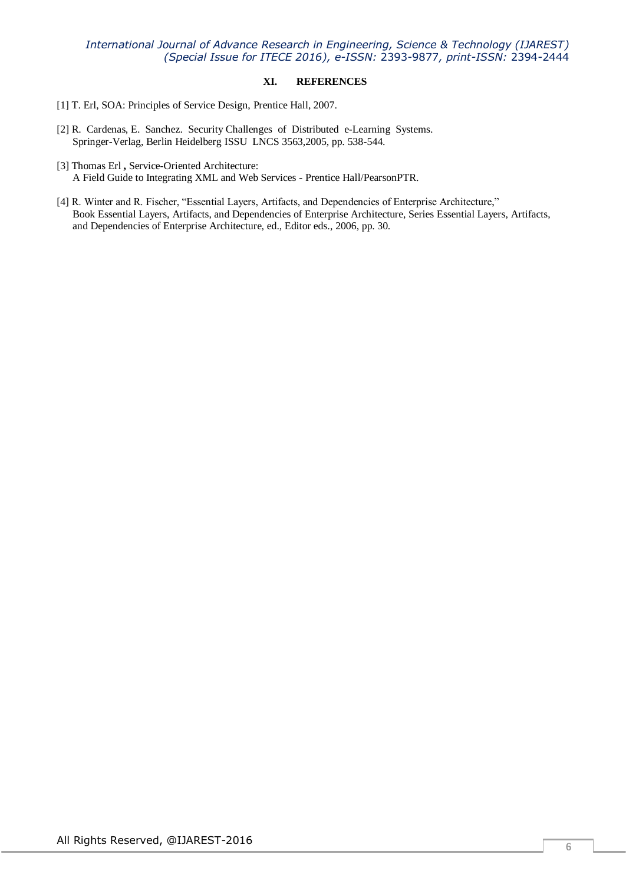## XI. REFERENCES

[1] T. Erl, SOA: Principles of Service Design, Prentice Hall, 2007.

[2] R. Cardenas, E. Sanchez. Security Challenges of Distributed e-Learning Systems. Springer-Verlag, Berlin Heidelberg ISSU LNCS 3563,2005, pp. 538-544.

[3] Thomas Erl , Service-Oriented Architecture: A Field Guide to Integrating XML and Web Services - Prentice Hall/PearsonPTR.

[4] R. Winter and R. Fischer, "Essential Layers, Artifacts, and Dependencies of Enterprise Architecture," Book Essential Layers, Artifacts, and Dependencies of Enterprise Architecture, Series Essential Layers, Artifacts, and Dependencies of Enterprise Architecture, ed., Editor eds., 2006, pp. 30.